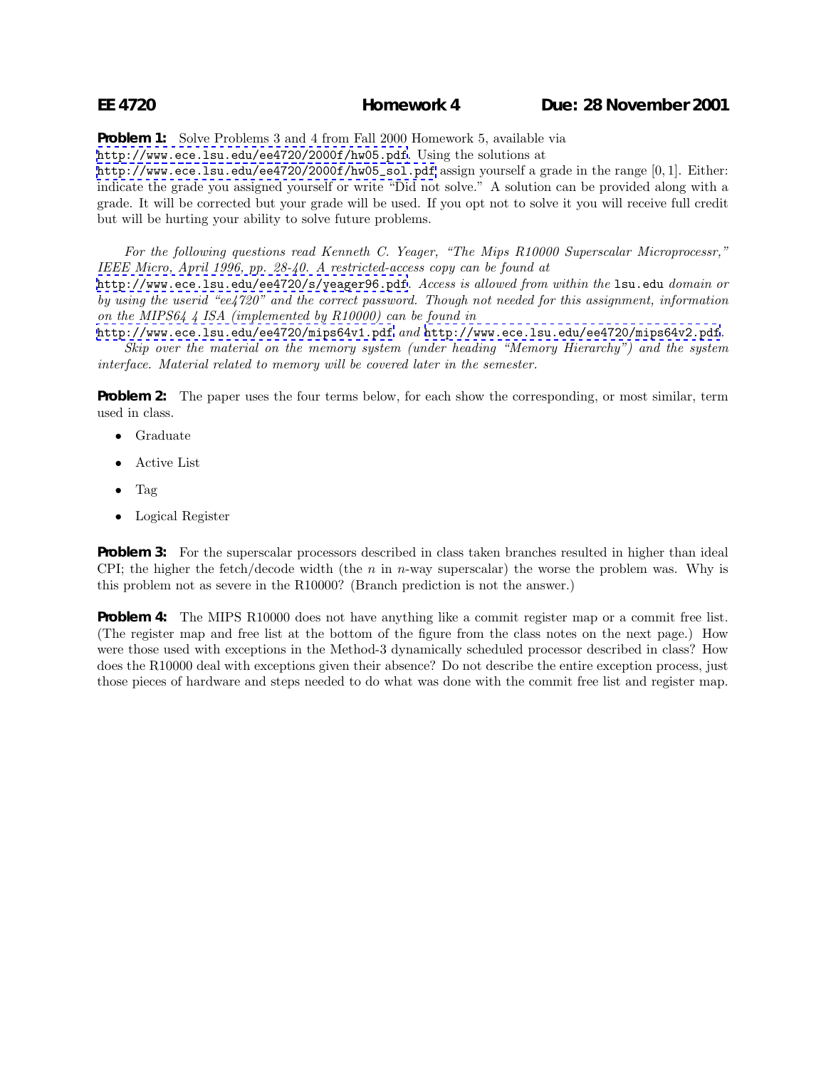**EE 4720** **Homework 4** **Due: 28 November 2001**

**Problem 1:** Solve Problems 3 and 4 from Fall 2000 Homework 5, available via http://www.ece.lsu.edu/ee4720/2000f/hw05.pdf. Using the solutions at http://www.ece.lsu.edu/ee4720/2000f/hw05_sol.pdf assign yourself a grade in the range $[0, 1]$. Either: indicate the grade you assigned yourself or write "Did not solve." A solution can be provided along with a grade. It will be corrected but your grade will be used. If you opt not to solve it you will receive full credit but will be hurting your ability to solve future problems.

*For the following questions read Kenneth C. Yeager, "The Mips R10000 Superscalar Microprocessr," IEEE Micro, April 1996, pp. 28-40. A restricted-access copy can be found at* http://www.ece.lsu.edu/ee4720/s/yeager96.pdf*. Access is allowed from within the* `lsu.edu` *domain or by using the userid "ee4720" and the correct password. Though not needed for this assignment, information on the MIPS64 4 ISA (implemented by R10000) can be found in* http://www.ece.lsu.edu/ee4720/mips64v1.pdf *and* http://www.ece.lsu.edu/ee4720/mips64v2.pdf.

*Skip over the material on the memory system (under heading "Memory Hierarchy") and the system interface. Material related to memory will be covered later in the semester.*

**Problem 2:** The paper uses the four terms below, for each show the corresponding, or most similar, term used in class.

- Graduate
- Active List
- Tag
- Logical Register

**Problem 3:** For the superscalar processors described in class taken branches resulted in higher than ideal CPI; the higher the fetch/decode width (the $n$ in $n$-way superscalar) the worse the problem was. Why is this problem not as severe in the R10000? (Branch prediction is not the answer.)

**Problem 4:** The MIPS R10000 does not have anything like a commit register map or a commit free list. (The register map and free list at the bottom of the figure from the class notes on the next page.) How were those used with exceptions in the Method-3 dynamically scheduled processor described in class? How does the R10000 deal with exceptions given their absence? Do not describe the entire exception process, just those pieces of hardware and steps needed to do what was done with the commit free list and register map.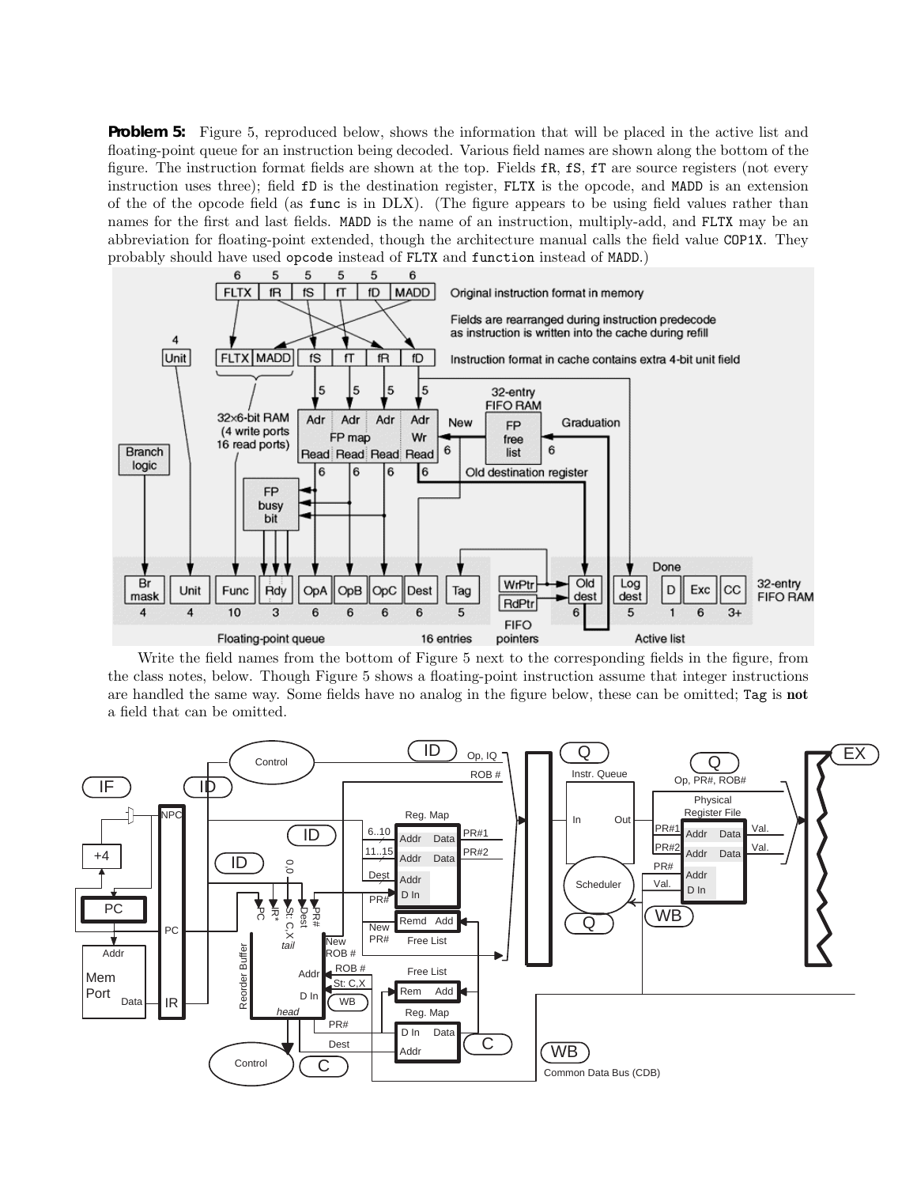**Problem 5:** Figure 5, reproduced below, shows the information that will be placed in the active list and floating-point queue for an instruction being decoded. Various field names are shown along the bottom of the figure. The instruction format fields are shown at the top. Fields `fR`, `fS`, `fT` are source registers (not every instruction uses three); field `fD` is the destination register, `FLTX` is the opcode, and `MADD` is an extension of the of the opcode field (as `func` is in DLX). (The figure appears to be using field values rather than names for the first and last fields. `MADD` is the name of an instruction, multiply-add, and `FLTX` may be an abbreviation for floating-point extended, though the architecture manual calls the field value `COP1X`. They probably should have used `opcode` instead of `FLTX` and `function` instead of `MADD`.)

6 5 5 5 5 6

FLTX fR fS fT fD MADD

Original instruction format in memory

Fields are rearranged during instruction predecode as instruction is written into the cache during refill

4

Unit

FLTX MADD fS fT fR fD

Instruction format in cache contains extra 4-bit unit field

5 5 5 5

32×6-bit RAM (4 write ports 16 read ports)

Adr Adr Adr Adr

FP map

Wr

Read Read Read Read

New

6

32-entry FIFO RAM

FP free list

Graduation

6

Old destination register

Branch logic

FP busy bit

6 6 6 6

Done

Br mask | Unit | Func | Rdy | OpA | OpB | OpC | Dest | Tag

4 4 10 3 6 6 6 6 5

WrPtr

RdPtr

FIFO pointers

Old dest | Log dest | D | Exc | CC

6 5 1 6 3+

32-entry FIFO RAM

Floating-point queue

16 entries

Active list

Write the field names from the bottom of Figure 5 next to the corresponding fields in the figure, from the class notes, below. Though Figure 5 shows a floating-point instruction assume that integer instructions are handled the same way. Some fields have no analog in the figure below, these can be omitted; `Tag` is **not** a field that can be omitted.

IF

ID

ID

ID

ID

Control

Op, IQ

ROB #

Q

Instr. Queue

In Out

Scheduler

Q

Q

Op, PR#, ROB#

Physical Register File

PR#1 Addr Data Val.

PR#2 Addr Data Val.

PR#

Val.

Addr

D In

WB

EX

NPC

+4

PC

Addr

Mem Port

Data

PC

IR

6..10

11..15

Dest

PR#

Reg. Map

Addr Data PR#1

Addr Data PR#2

Addr

D In

New PR#

Remd Add

Free List

0..0

PC

IR*

St: C,X

Dest

PR#

tail

New ROB #

Reorder Buffer

Addr

D In

head

ROB #

St: C,X

WB

PR#

Dest

Free List

Rem Add

Reg. Map

D In Data

Addr

C

C

Control

WB

Common Data Bus (CDB)